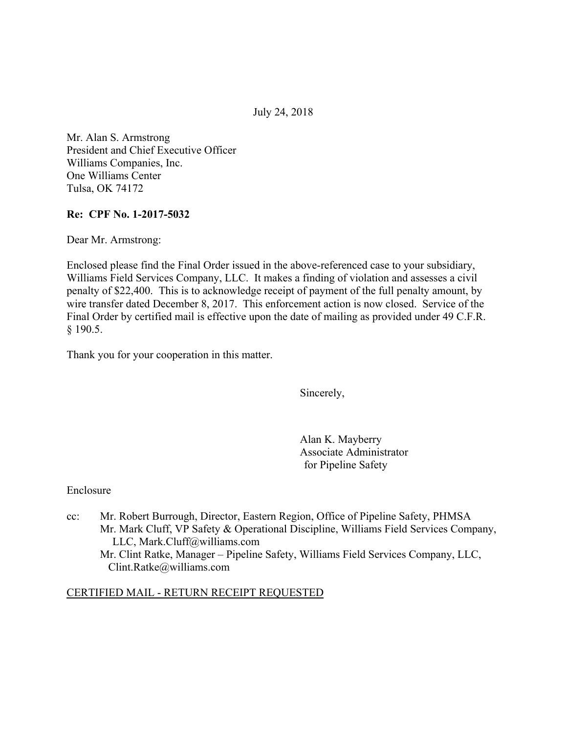July 24, 2018

Mr. Alan S. Armstrong
President and Chief Executive Officer
Williams Companies, Inc.
One Williams Center
Tulsa, OK 74172

**Re: CPF No. 1-2017-5032**

Dear Mr. Armstrong:

Enclosed please find the Final Order issued in the above-referenced case to your subsidiary, Williams Field Services Company, LLC. It makes a finding of violation and assesses a civil penalty of $22,400. This is to acknowledge receipt of payment of the full penalty amount, by wire transfer dated December 8, 2017. This enforcement action is now closed. Service of the Final Order by certified mail is effective upon the date of mailing as provided under 49 C.F.R. § 190.5.

Thank you for your cooperation in this matter.

Sincerely,

Alan K. Mayberry
Associate Administrator
for Pipeline Safety

Enclosure

cc: Mr. Robert Burrough, Director, Eastern Region, Office of Pipeline Safety, PHMSA
Mr. Mark Cluff, VP Safety & Operational Discipline, Williams Field Services Company, LLC, Mark.Cluff@williams.com
Mr. Clint Ratke, Manager – Pipeline Safety, Williams Field Services Company, LLC, Clint.Ratke@williams.com

CERTIFIED MAIL - RETURN RECEIPT REQUESTED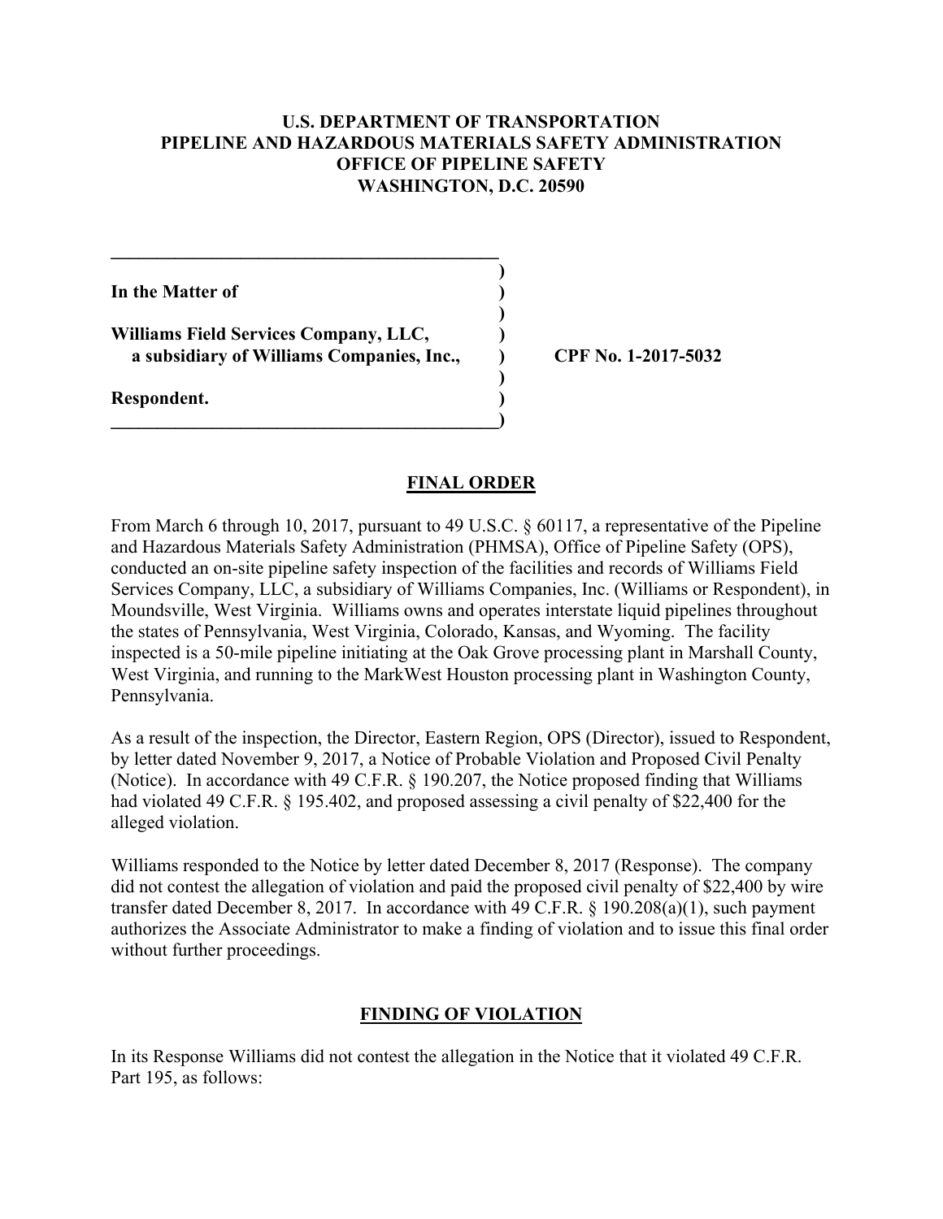**U.S. DEPARTMENT OF TRANSPORTATION**
**PIPELINE AND HAZARDOUS MATERIALS SAFETY ADMINISTRATION**
**OFFICE OF PIPELINE SAFETY**
**WASHINGTON, D.C. 20590**

| | | |
|---|---|---|
| **In the Matter of** | ) | |
| | ) | |
| **Williams Field Services Company, LLC,** | ) | |
| **a subsidiary of Williams Companies, Inc.,** | ) | **CPF No. 1-2017-5032** |
| | ) | |
| **Respondent.** | ) | |

## FINAL ORDER

From March 6 through 10, 2017, pursuant to 49 U.S.C. § 60117, a representative of the Pipeline and Hazardous Materials Safety Administration (PHMSA), Office of Pipeline Safety (OPS), conducted an on-site pipeline safety inspection of the facilities and records of Williams Field Services Company, LLC, a subsidiary of Williams Companies, Inc. (Williams or Respondent), in Moundsville, West Virginia. Williams owns and operates interstate liquid pipelines throughout the states of Pennsylvania, West Virginia, Colorado, Kansas, and Wyoming. The facility inspected is a 50-mile pipeline initiating at the Oak Grove processing plant in Marshall County, West Virginia, and running to the MarkWest Houston processing plant in Washington County, Pennsylvania.

As a result of the inspection, the Director, Eastern Region, OPS (Director), issued to Respondent, by letter dated November 9, 2017, a Notice of Probable Violation and Proposed Civil Penalty (Notice). In accordance with 49 C.F.R. § 190.207, the Notice proposed finding that Williams had violated 49 C.F.R. § 195.402, and proposed assessing a civil penalty of $22,400 for the alleged violation.

Williams responded to the Notice by letter dated December 8, 2017 (Response). The company did not contest the allegation of violation and paid the proposed civil penalty of $22,400 by wire transfer dated December 8, 2017. In accordance with 49 C.F.R. § 190.208(a)(1), such payment authorizes the Associate Administrator to make a finding of violation and to issue this final order without further proceedings.

## FINDING OF VIOLATION

In its Response Williams did not contest the allegation in the Notice that it violated 49 C.F.R. Part 195, as follows: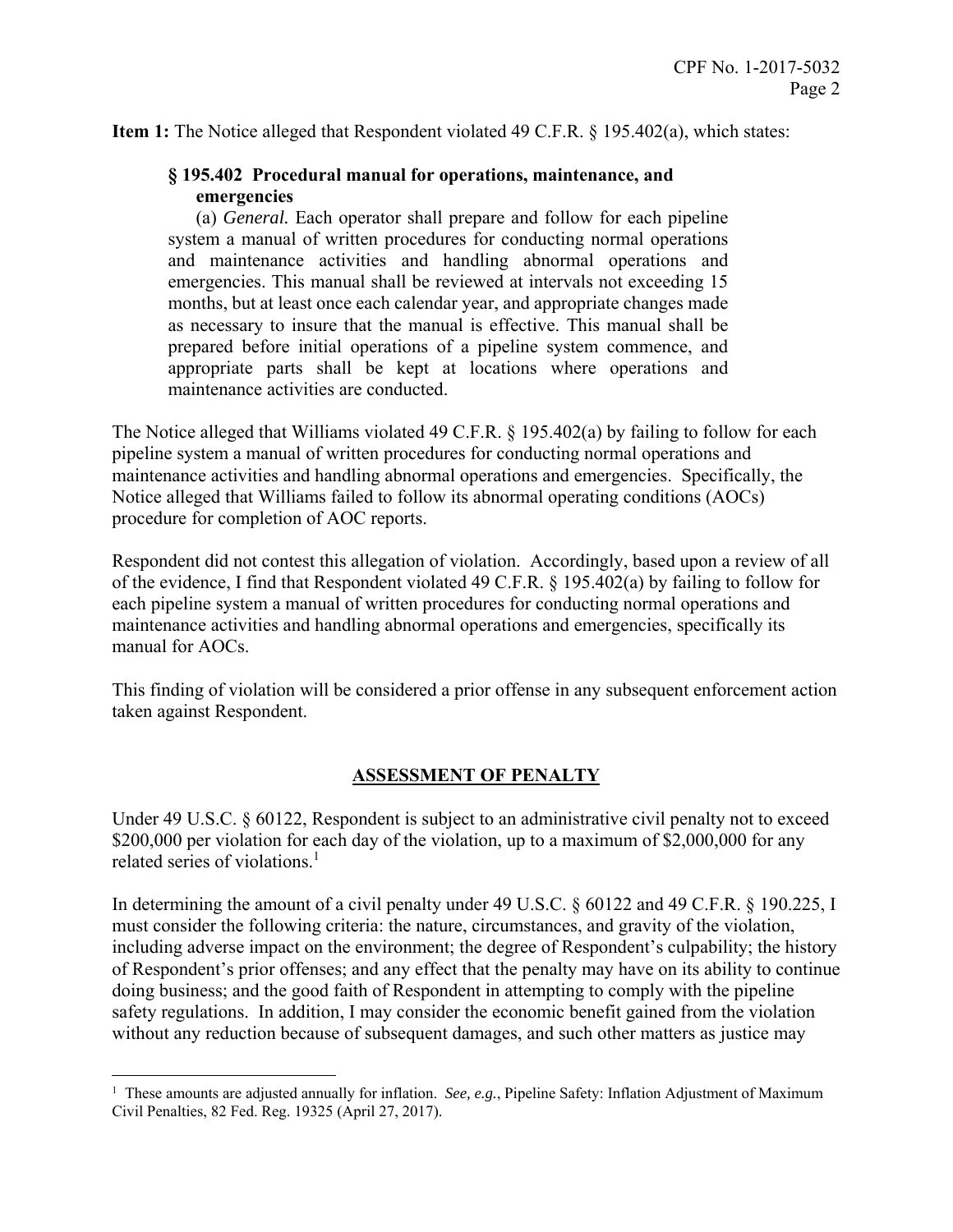**Item 1:** The Notice alleged that Respondent violated 49 C.F.R. § 195.402(a), which states:

> **§ 195.402 Procedural manual for operations, maintenance, and emergencies**
>
> (a) *General.* Each operator shall prepare and follow for each pipeline system a manual of written procedures for conducting normal operations and maintenance activities and handling abnormal operations and emergencies. This manual shall be reviewed at intervals not exceeding 15 months, but at least once each calendar year, and appropriate changes made as necessary to insure that the manual is effective. This manual shall be prepared before initial operations of a pipeline system commence, and appropriate parts shall be kept at locations where operations and maintenance activities are conducted.

The Notice alleged that Williams violated 49 C.F.R. § 195.402(a) by failing to follow for each pipeline system a manual of written procedures for conducting normal operations and maintenance activities and handling abnormal operations and emergencies. Specifically, the Notice alleged that Williams failed to follow its abnormal operating conditions (AOCs) procedure for completion of AOC reports.

Respondent did not contest this allegation of violation. Accordingly, based upon a review of all of the evidence, I find that Respondent violated 49 C.F.R. § 195.402(a) by failing to follow for each pipeline system a manual of written procedures for conducting normal operations and maintenance activities and handling abnormal operations and emergencies, specifically its manual for AOCs.

This finding of violation will be considered a prior offense in any subsequent enforcement action taken against Respondent.

## ASSESSMENT OF PENALTY

Under 49 U.S.C. § 60122, Respondent is subject to an administrative civil penalty not to exceed $200,000 per violation for each day of the violation, up to a maximum of $2,000,000 for any related series of violations.[1]

In determining the amount of a civil penalty under 49 U.S.C. § 60122 and 49 C.F.R. § 190.225, I must consider the following criteria: the nature, circumstances, and gravity of the violation, including adverse impact on the environment; the degree of Respondent's culpability; the history of Respondent's prior offenses; and any effect that the penalty may have on its ability to continue doing business; and the good faith of Respondent in attempting to comply with the pipeline safety regulations. In addition, I may consider the economic benefit gained from the violation without any reduction because of subsequent damages, and such other matters as justice may

[1] These amounts are adjusted annually for inflation. *See, e.g.*, Pipeline Safety: Inflation Adjustment of Maximum Civil Penalties, 82 Fed. Reg. 19325 (April 27, 2017).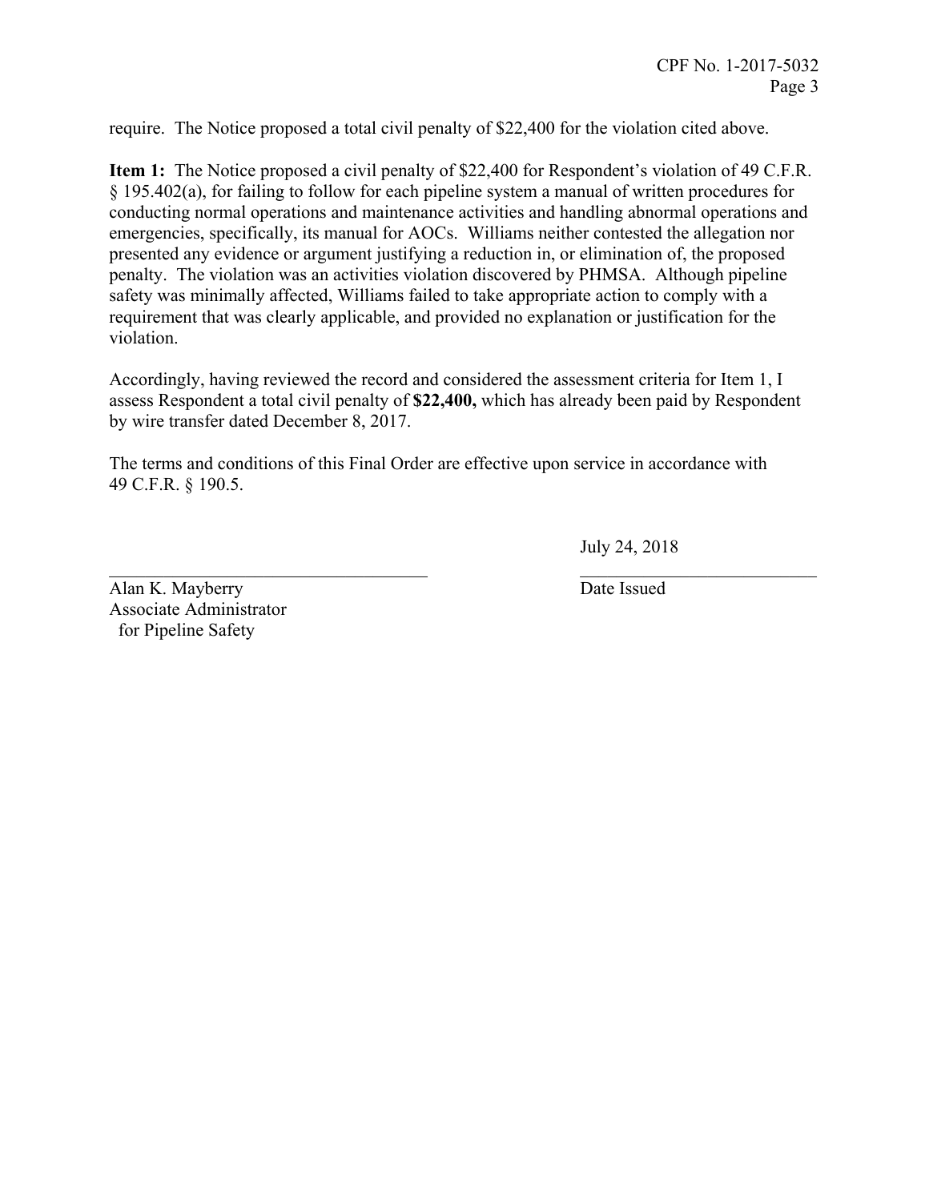require. The Notice proposed a total civil penalty of $22,400 for the violation cited above.

**Item 1:** The Notice proposed a civil penalty of $22,400 for Respondent's violation of 49 C.F.R. § 195.402(a), for failing to follow for each pipeline system a manual of written procedures for conducting normal operations and maintenance activities and handling abnormal operations and emergencies, specifically, its manual for AOCs. Williams neither contested the allegation nor presented any evidence or argument justifying a reduction in, or elimination of, the proposed penalty. The violation was an activities violation discovered by PHMSA. Although pipeline safety was minimally affected, Williams failed to take appropriate action to comply with a requirement that was clearly applicable, and provided no explanation or justification for the violation.

Accordingly, having reviewed the record and considered the assessment criteria for Item 1, I assess Respondent a total civil penalty of **$22,400,** which has already been paid by Respondent by wire transfer dated December 8, 2017.

The terms and conditions of this Final Order are effective upon service in accordance with 49 C.F.R. § 190.5.

July 24, 2018

Alan K. Mayberry
Associate Administrator
for Pipeline Safety

Date Issued